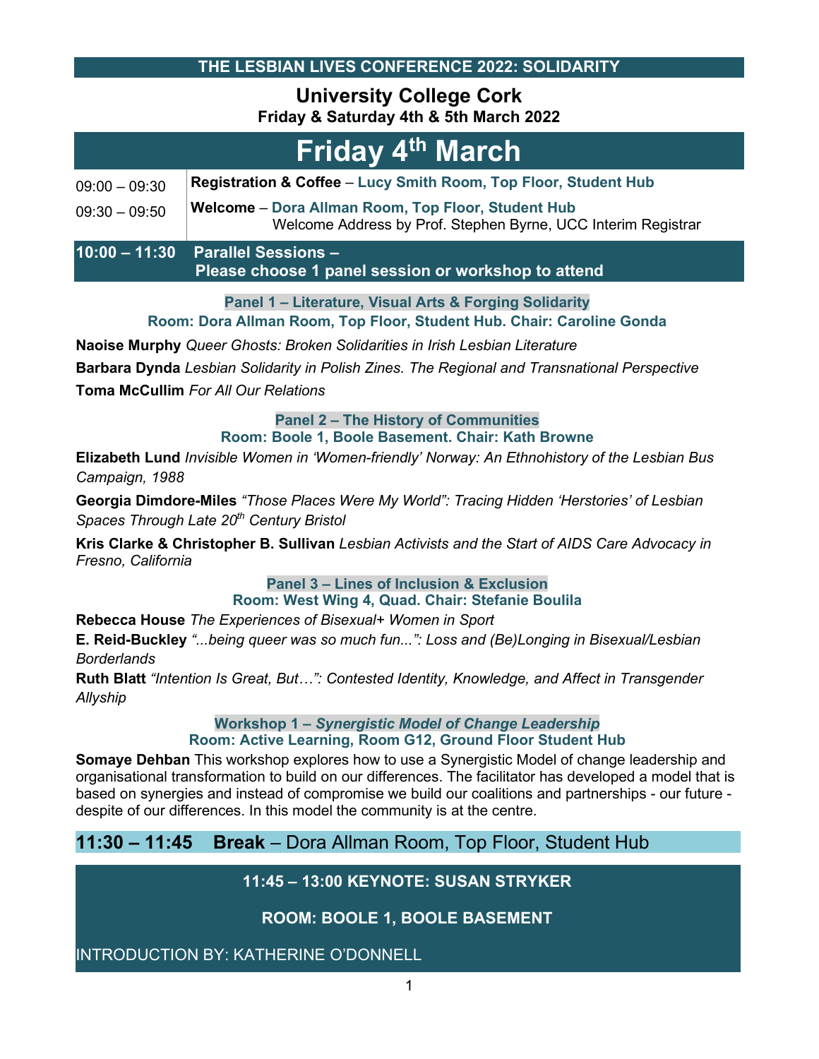# THE LESBIAN LIVES CONFERENCE 2022: SOLIDARITY

## University College Cork

**Friday & Saturday 4th & 5th March 2022**

# Friday 4th March

| | |
|---|---|
| 09:00 – 09:30 | **Registration & Coffee** – **Lucy Smith Room, Top Floor, Student Hub** |
| 09:30 – 09:50 | **Welcome** – **Dora Allman Room, Top Floor, Student Hub**<br>Welcome Address by Prof. Stephen Byrne, UCC Interim Registrar |

## 10:00 – 11:30 Parallel Sessions – Please choose 1 panel session or workshop to attend

### Panel 1 – Literature, Visual Arts & Forging Solidarity

**Room: Dora Allman Room, Top Floor, Student Hub. Chair: Caroline Gonda**

**Naoise Murphy** *Queer Ghosts: Broken Solidarities in Irish Lesbian Literature*

**Barbara Dynda** *Lesbian Solidarity in Polish Zines. The Regional and Transnational Perspective*

**Toma McCullim** *For All Our Relations*

### Panel 2 – The History of Communities

**Room: Boole 1, Boole Basement. Chair: Kath Browne**

**Elizabeth Lund** *Invisible Women in 'Women-friendly' Norway: An Ethnohistory of the Lesbian Bus Campaign, 1988*

**Georgia Dimdore-Miles** *"Those Places Were My World": Tracing Hidden 'Herstories' of Lesbian Spaces Through Late 20th Century Bristol*

**Kris Clarke & Christopher B. Sullivan** *Lesbian Activists and the Start of AIDS Care Advocacy in Fresno, California*

### Panel 3 – Lines of Inclusion & Exclusion

**Room: West Wing 4, Quad. Chair: Stefanie Boulila**

**Rebecca House** *The Experiences of Bisexual+ Women in Sport*

**E. Reid-Buckley** *"...being queer was so much fun...": Loss and (Be)Longing in Bisexual/Lesbian Borderlands*

**Ruth Blatt** *"Intention Is Great, But…": Contested Identity, Knowledge, and Affect in Transgender Allyship*

### Workshop 1 – *Synergistic Model of Change Leadership*

**Room: Active Learning, Room G12, Ground Floor Student Hub**

**Somaye Dehban** This workshop explores how to use a Synergistic Model of change leadership and organisational transformation to build on our differences. The facilitator has developed a model that is based on synergies and instead of compromise we build our coalitions and partnerships - our future - despite of our differences. In this model the community is at the centre.

## 11:30 – 11:45 Break – Dora Allman Room, Top Floor, Student Hub

## 11:45 – 13:00 KEYNOTE: SUSAN STRYKER

**ROOM: BOOLE 1, BOOLE BASEMENT**

INTRODUCTION BY: KATHERINE O'DONNELL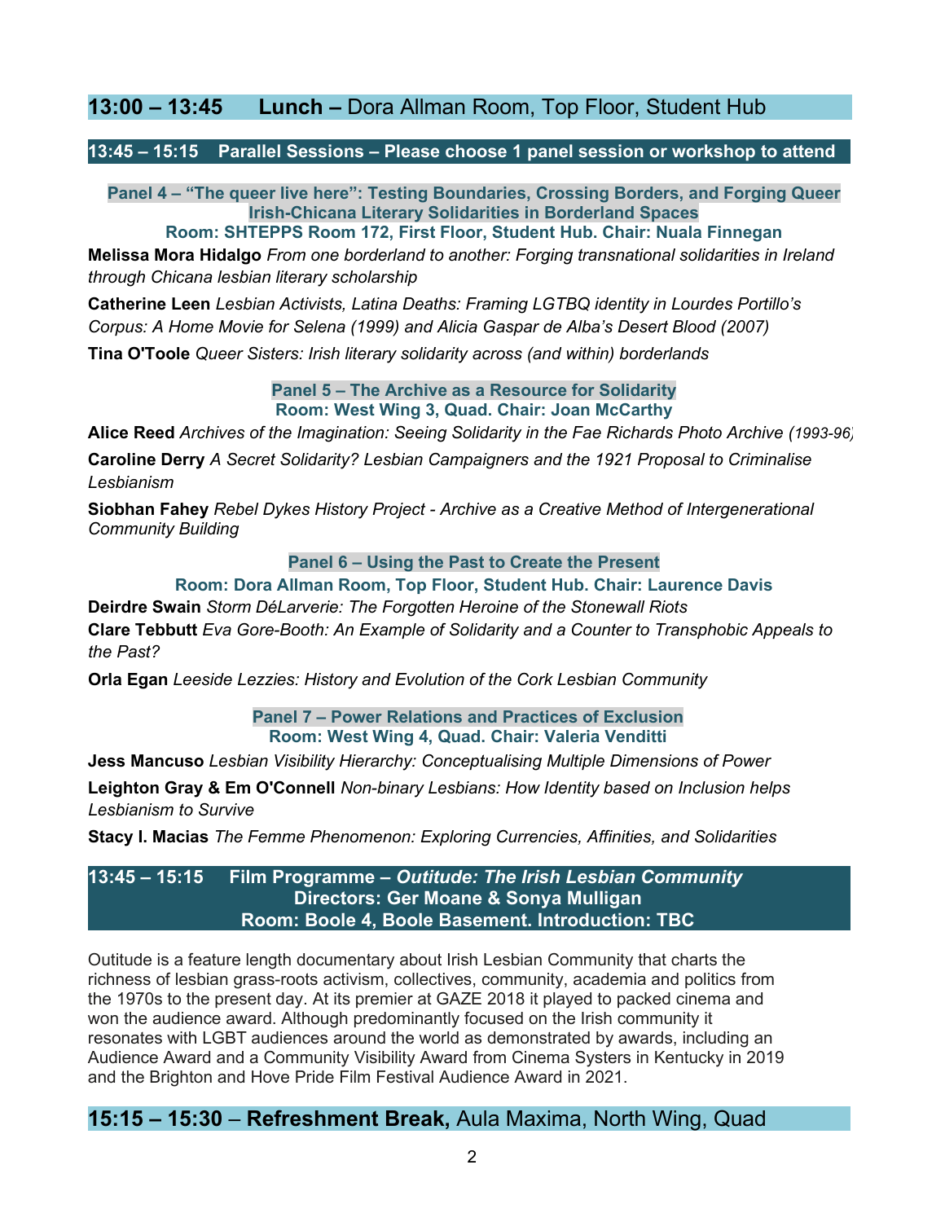## 13:00 – 13:45 **Lunch –** Dora Allman Room, Top Floor, Student Hub

### 13:45 – 15:15 Parallel Sessions – Please choose 1 panel session or workshop to attend

**Panel 4 – "The queer live here": Testing Boundaries, Crossing Borders, and Forging Queer Irish-Chicana Literary Solidarities in Borderland Spaces**
**Room: SHTEPPS Room 172, First Floor, Student Hub. Chair: Nuala Finnegan**

**Melissa Mora Hidalgo** *From one borderland to another: Forging transnational solidarities in Ireland through Chicana lesbian literary scholarship*

**Catherine Leen** *Lesbian Activists, Latina Deaths: Framing LGTBQ identity in Lourdes Portillo's Corpus: A Home Movie for Selena (1999) and Alicia Gaspar de Alba's Desert Blood (2007)*

**Tina O'Toole** *Queer Sisters: Irish literary solidarity across (and within) borderlands*

**Panel 5 – The Archive as a Resource for Solidarity**
**Room: West Wing 3, Quad. Chair: Joan McCarthy**

**Alice Reed** *Archives of the Imagination: Seeing Solidarity in the Fae Richards Photo Archive (1993-96)*

**Caroline Derry** *A Secret Solidarity? Lesbian Campaigners and the 1921 Proposal to Criminalise Lesbianism*

**Siobhan Fahey** *Rebel Dykes History Project - Archive as a Creative Method of Intergenerational Community Building*

**Panel 6 – Using the Past to Create the Present**
**Room: Dora Allman Room, Top Floor, Student Hub. Chair: Laurence Davis**

**Deirdre Swain** *Storm DéLarverie: The Forgotten Heroine of the Stonewall Riots*

**Clare Tebbutt** *Eva Gore-Booth: An Example of Solidarity and a Counter to Transphobic Appeals to the Past?*

**Orla Egan** *Leeside Lezzies: History and Evolution of the Cork Lesbian Community*

**Panel 7 – Power Relations and Practices of Exclusion**
**Room: West Wing 4, Quad. Chair: Valeria Venditti**

**Jess Mancuso** *Lesbian Visibility Hierarchy: Conceptualising Multiple Dimensions of Power*

**Leighton Gray & Em O'Connell** *Non-binary Lesbians: How Identity based on Inclusion helps Lesbianism to Survive*

**Stacy I. Macias** *The Femme Phenomenon: Exploring Currencies, Affinities, and Solidarities*

### 13:45 – 15:15 Film Programme – *Outitude: The Irish Lesbian Community*
**Directors: Ger Moane & Sonya Mulligan**
**Room: Boole 4, Boole Basement. Introduction: TBC**

Outitude is a feature length documentary about Irish Lesbian Community that charts the richness of lesbian grass-roots activism, collectives, community, academia and politics from the 1970s to the present day. At its premier at GAZE 2018 it played to packed cinema and won the audience award. Although predominantly focused on the Irish community it resonates with LGBT audiences around the world as demonstrated by awards, including an Audience Award and a Community Visibility Award from Cinema Systers in Kentucky in 2019 and the Brighton and Hove Pride Film Festival Audience Award in 2021.

## 15:15 – 15:30 – **Refreshment Break,** Aula Maxima, North Wing, Quad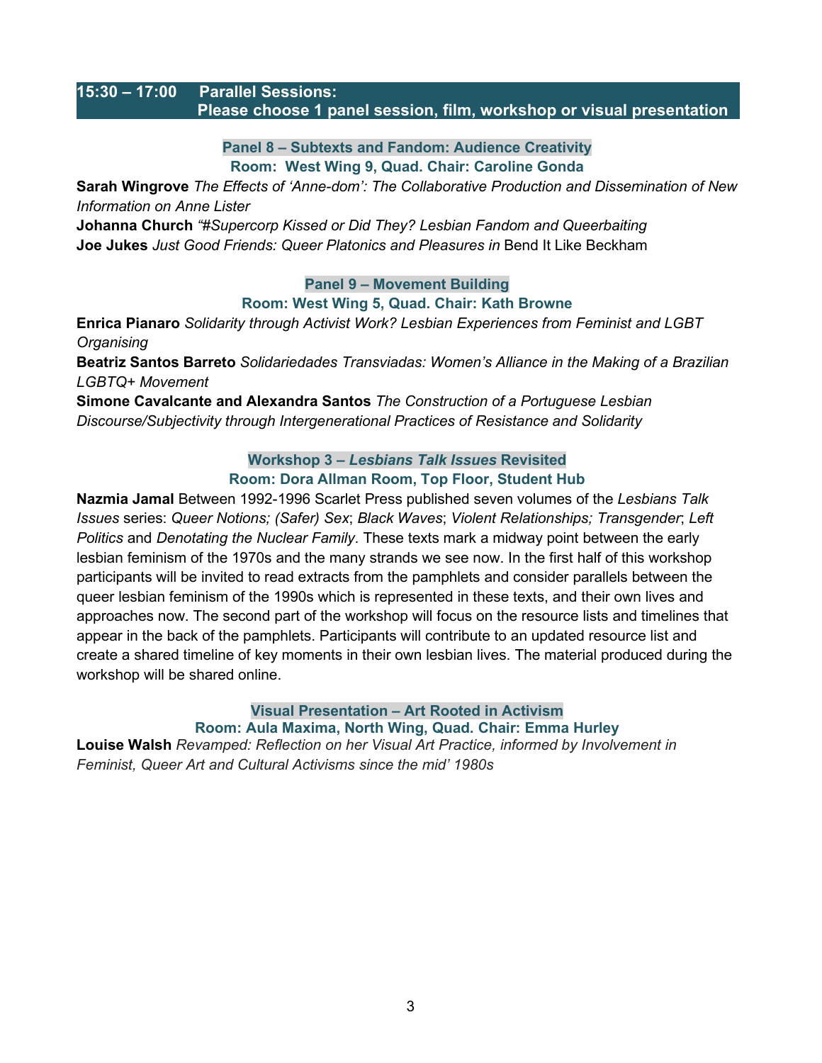## 15:30 – 17:00 Parallel Sessions: Please choose 1 panel session, film, workshop or visual presentation

### Panel 8 – Subtexts and Fandom: Audience Creativity

**Room: West Wing 9, Quad. Chair: Caroline Gonda**

**Sarah Wingrove** *The Effects of 'Anne-dom': The Collaborative Production and Dissemination of New Information on Anne Lister*

**Johanna Church** *"#Supercorp Kissed or Did They? Lesbian Fandom and Queerbaiting*

**Joe Jukes** *Just Good Friends: Queer Platonics and Pleasures in* Bend It Like Beckham

### Panel 9 – Movement Building

**Room: West Wing 5, Quad. Chair: Kath Browne**

**Enrica Pianaro** *Solidarity through Activist Work? Lesbian Experiences from Feminist and LGBT Organising*

**Beatriz Santos Barreto** *Solidariedades Transviadas: Women's Alliance in the Making of a Brazilian LGBTQ+ Movement*

**Simone Cavalcante and Alexandra Santos** *The Construction of a Portuguese Lesbian Discourse/Subjectivity through Intergenerational Practices of Resistance and Solidarity*

### Workshop 3 – *Lesbians Talk Issues* Revisited

**Room: Dora Allman Room, Top Floor, Student Hub**

**Nazmia Jamal** Between 1992-1996 Scarlet Press published seven volumes of the *Lesbians Talk Issues* series: *Queer Notions; (Safer) Sex*; *Black Waves*; *Violent Relationships; Transgender*; *Left Politics* and *Denotating the Nuclear Family*. These texts mark a midway point between the early lesbian feminism of the 1970s and the many strands we see now. In the first half of this workshop participants will be invited to read extracts from the pamphlets and consider parallels between the queer lesbian feminism of the 1990s which is represented in these texts, and their own lives and approaches now. The second part of the workshop will focus on the resource lists and timelines that appear in the back of the pamphlets. Participants will contribute to an updated resource list and create a shared timeline of key moments in their own lesbian lives. The material produced during the workshop will be shared online.

### Visual Presentation – Art Rooted in Activism

**Room: Aula Maxima, North Wing, Quad. Chair: Emma Hurley**

**Louise Walsh** *Revamped: Reflection on her Visual Art Practice, informed by Involvement in Feminist, Queer Art and Cultural Activisms since the mid' 1980s*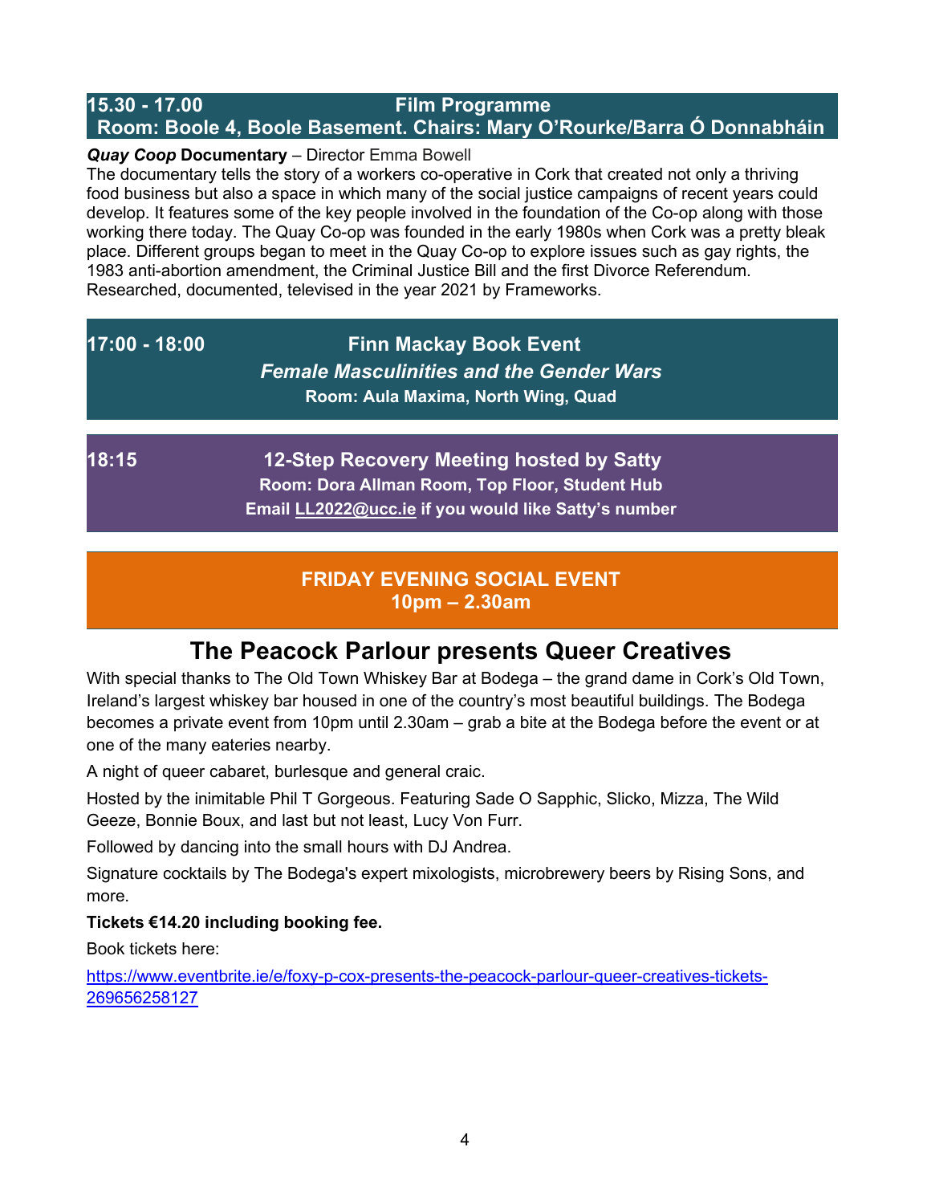**15.30 - 17.00 Film Programme**
**Room: Boole 4, Boole Basement. Chairs: Mary O'Rourke/Barra Ó Donnabháin**

***Quay Coop* Documentary** – Director Emma Bowell
The documentary tells the story of a workers co-operative in Cork that created not only a thriving food business but also a space in which many of the social justice campaigns of recent years could develop. It features some of the key people involved in the foundation of the Co-op along with those working there today. The Quay Co-op was founded in the early 1980s when Cork was a pretty bleak place. Different groups began to meet in the Quay Co-op to explore issues such as gay rights, the 1983 anti-abortion amendment, the Criminal Justice Bill and the first Divorce Referendum. Researched, documented, televised in the year 2021 by Frameworks.

**17:00 - 18:00 Finn Mackay Book Event**
***Female Masculinities and the Gender Wars***
**Room: Aula Maxima, North Wing, Quad**

**18:15 12-Step Recovery Meeting hosted by Satty**
**Room: Dora Allman Room, Top Floor, Student Hub**
**Email LL2022@ucc.ie if you would like Satty's number**

**FRIDAY EVENING SOCIAL EVENT**
**10pm – 2.30am**

## The Peacock Parlour presents Queer Creatives

With special thanks to The Old Town Whiskey Bar at Bodega – the grand dame in Cork's Old Town, Ireland's largest whiskey bar housed in one of the country's most beautiful buildings. The Bodega becomes a private event from 10pm until 2.30am – grab a bite at the Bodega before the event or at one of the many eateries nearby.

A night of queer cabaret, burlesque and general craic.

Hosted by the inimitable Phil T Gorgeous. Featuring Sade O Sapphic, Slicko, Mizza, The Wild Geeze, Bonnie Boux, and last but not least, Lucy Von Furr.

Followed by dancing into the small hours with DJ Andrea.

Signature cocktails by The Bodega's expert mixologists, microbrewery beers by Rising Sons, and more.

**Tickets €14.20 including booking fee.**

Book tickets here:

https://www.eventbrite.ie/e/foxy-p-cox-presents-the-peacock-parlour-queer-creatives-tickets-269656258127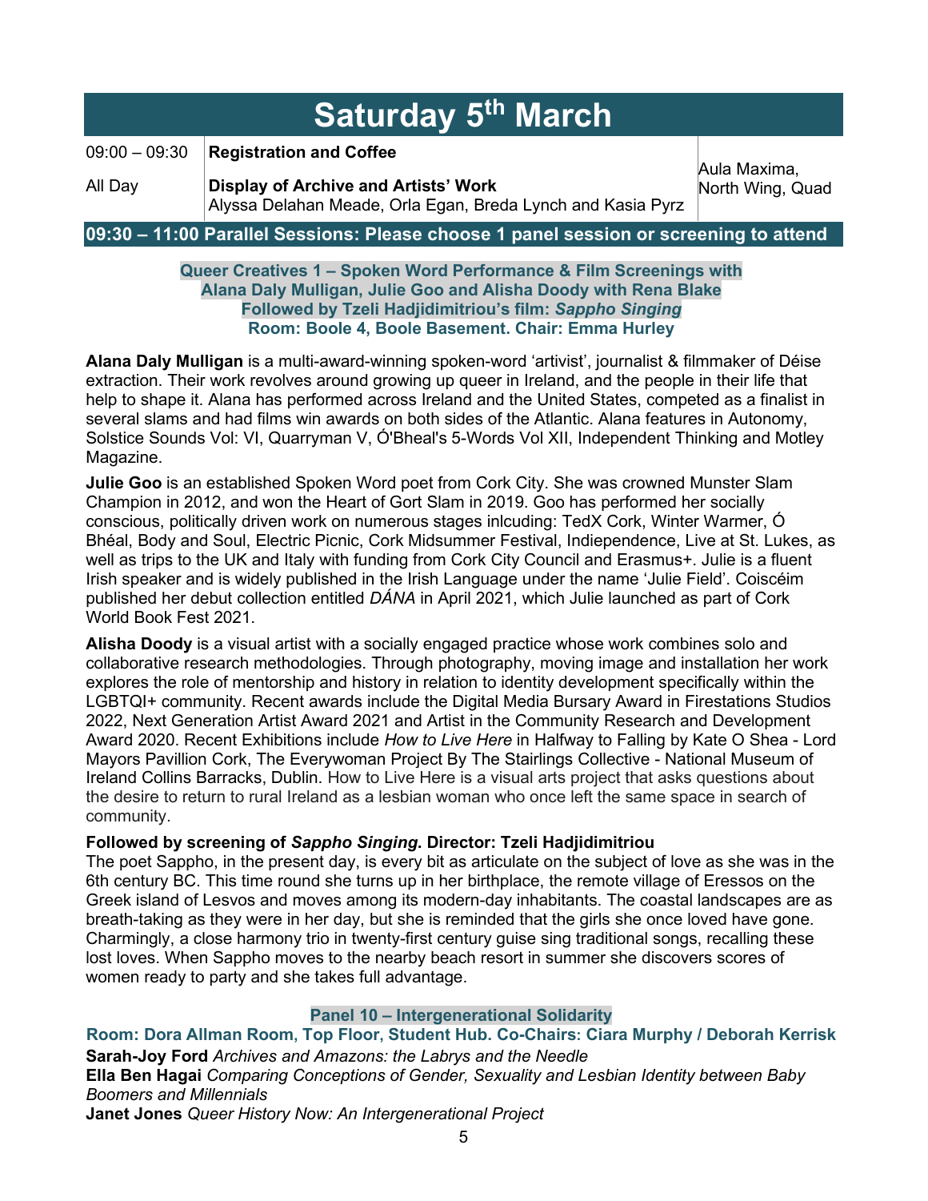# Saturday 5th March

| | | |
|---|---|---|
| 09:00 – 09:30 | **Registration and Coffee** | Aula Maxima, North Wing, Quad |
| All Day | **Display of Archive and Artists' Work** Alyssa Delahan Meade, Orla Egan, Breda Lynch and Kasia Pyrz | |

## 09:30 – 11:00 Parallel Sessions: Please choose 1 panel session or screening to attend

### Queer Creatives 1 – Spoken Word Performance & Film Screenings with Alana Daly Mulligan, Julie Goo and Alisha Doody with Rena Blake Followed by Tzeli Hadjidimitriou's film: *Sappho Singing* Room: Boole 4, Boole Basement. Chair: Emma Hurley

**Alana Daly Mulligan** is a multi-award-winning spoken-word 'artivist', journalist & filmmaker of Déise extraction. Their work revolves around growing up queer in Ireland, and the people in their life that help to shape it. Alana has performed across Ireland and the United States, competed as a finalist in several slams and had films win awards on both sides of the Atlantic. Alana features in Autonomy, Solstice Sounds Vol: VI, Quarryman V, Ó'Bheal's 5-Words Vol XII, Independent Thinking and Motley Magazine.

**Julie Goo** is an established Spoken Word poet from Cork City. She was crowned Munster Slam Champion in 2012, and won the Heart of Gort Slam in 2019. Goo has performed her socially conscious, politically driven work on numerous stages inlcuding: TedX Cork, Winter Warmer, Ó Bhéal, Body and Soul, Electric Picnic, Cork Midsummer Festival, Indiependence, Live at St. Lukes, as well as trips to the UK and Italy with funding from Cork City Council and Erasmus+. Julie is a fluent Irish speaker and is widely published in the Irish Language under the name 'Julie Field'. Coiscéim published her debut collection entitled *DÁNA* in April 2021, which Julie launched as part of Cork World Book Fest 2021.

**Alisha Doody** is a visual artist with a socially engaged practice whose work combines solo and collaborative research methodologies. Through photography, moving image and installation her work explores the role of mentorship and history in relation to identity development specifically within the LGBTQI+ community. Recent awards include the Digital Media Bursary Award in Firestations Studios 2022, Next Generation Artist Award 2021 and Artist in the Community Research and Development Award 2020. Recent Exhibitions include *How to Live Here* in Halfway to Falling by Kate O Shea - Lord Mayors Pavillion Cork, The Everywoman Project By The Stairlings Collective - National Museum of Ireland Collins Barracks, Dublin. How to Live Here is a visual arts project that asks questions about the desire to return to rural Ireland as a lesbian woman who once left the same space in search of community.

**Followed by screening of *Sappho Singing*. Director: Tzeli Hadjidimitriou**
The poet Sappho, in the present day, is every bit as articulate on the subject of love as she was in the 6th century BC. This time round she turns up in her birthplace, the remote village of Eressos on the Greek island of Lesvos and moves among its modern-day inhabitants. The coastal landscapes are as breath-taking as they were in her day, but she is reminded that the girls she once loved have gone. Charmingly, a close harmony trio in twenty-first century guise sing traditional songs, recalling these lost loves. When Sappho moves to the nearby beach resort in summer she discovers scores of women ready to party and she takes full advantage.

### Panel 10 – Intergenerational Solidarity
**Room: Dora Allman Room, Top Floor, Student Hub. Co-Chairs: Ciara Murphy / Deborah Kerrisk**

**Sarah-Joy Ford** *Archives and Amazons: the Labrys and the Needle*
**Ella Ben Hagai** *Comparing Conceptions of Gender, Sexuality and Lesbian Identity between Baby Boomers and Millennials*
**Janet Jones** *Queer History Now: An Intergenerational Project*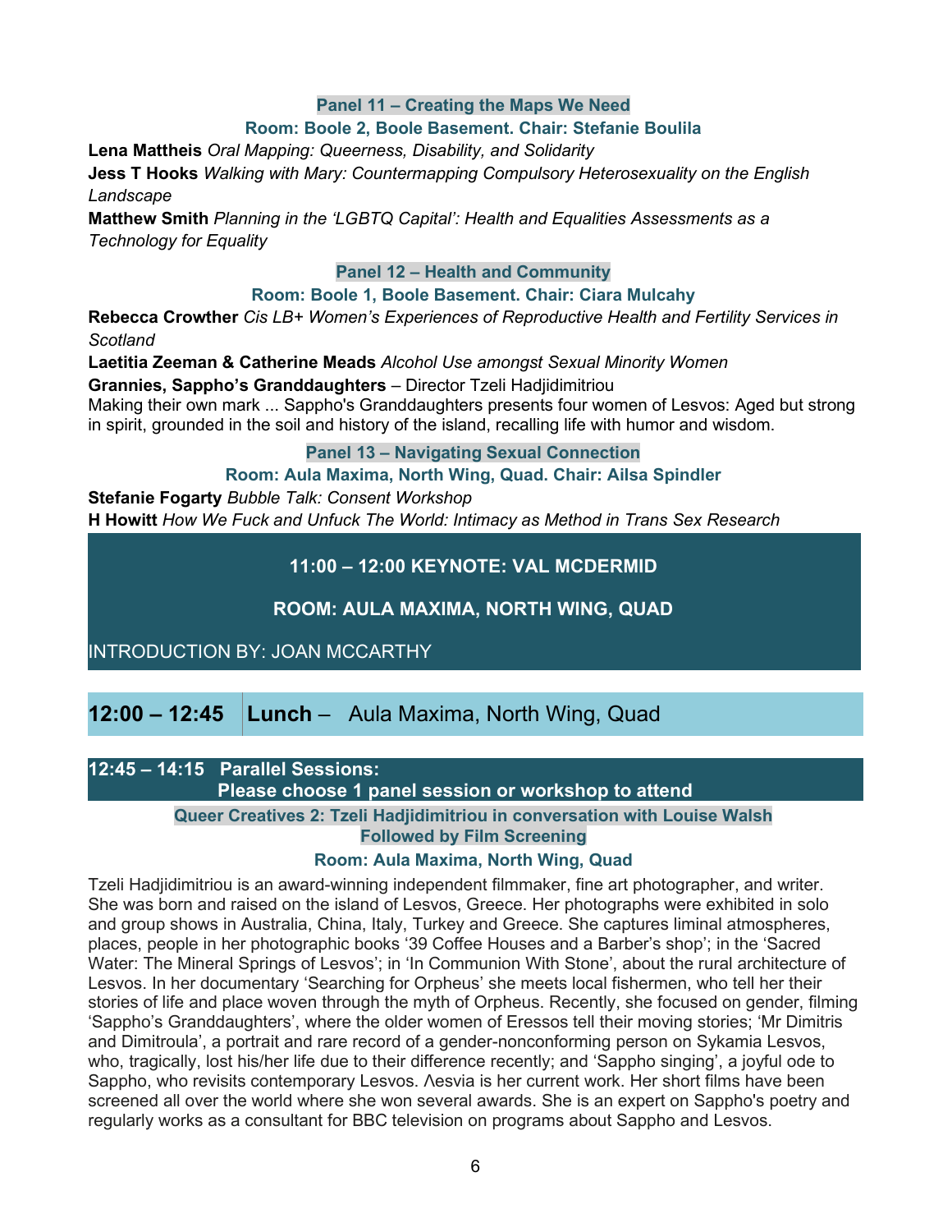### Panel 11 – Creating the Maps We Need

**Room: Boole 2, Boole Basement. Chair: Stefanie Boulila**

**Lena Mattheis** *Oral Mapping: Queerness, Disability, and Solidarity*

**Jess T Hooks** *Walking with Mary: Countermapping Compulsory Heterosexuality on the English Landscape*

**Matthew Smith** *Planning in the 'LGBTQ Capital': Health and Equalities Assessments as a Technology for Equality*

### Panel 12 – Health and Community

**Room: Boole 1, Boole Basement. Chair: Ciara Mulcahy**

**Rebecca Crowther** *Cis LB+ Women's Experiences of Reproductive Health and Fertility Services in Scotland*

**Laetitia Zeeman & Catherine Meads** *Alcohol Use amongst Sexual Minority Women*

**Grannies, Sappho's Granddaughters** – Director Tzeli Hadjidimitriou

Making their own mark ... Sappho's Granddaughters presents four women of Lesvos: Aged but strong in spirit, grounded in the soil and history of the island, recalling life with humor and wisdom.

### Panel 13 – Navigating Sexual Connection

**Room: Aula Maxima, North Wing, Quad. Chair: Ailsa Spindler**

**Stefanie Fogarty** *Bubble Talk: Consent Workshop*

**H Howitt** *How We Fuck and Unfuck The World: Intimacy as Method in Trans Sex Research*

## 11:00 – 12:00 KEYNOTE: VAL MCDERMID

**ROOM: AULA MAXIMA, NORTH WING, QUAD**

INTRODUCTION BY: JOAN MCCARTHY

## 12:00 – 12:45 Lunch – Aula Maxima, North Wing, Quad

## 12:45 – 14:15 Parallel Sessions: Please choose 1 panel session or workshop to attend

### Queer Creatives 2: Tzeli Hadjidimitriou in conversation with Louise Walsh Followed by Film Screening

**Room: Aula Maxima, North Wing, Quad**

Tzeli Hadjidimitriou is an award-winning independent filmmaker, fine art photographer, and writer. She was born and raised on the island of Lesvos, Greece. Her photographs were exhibited in solo and group shows in Australia, China, Italy, Turkey and Greece. She captures liminal atmospheres, places, people in her photographic books '39 Coffee Houses and a Barber's shop'; in the 'Sacred Water: The Mineral Springs of Lesvos'; in 'In Communion With Stone', about the rural architecture of Lesvos. In her documentary 'Searching for Orpheus' she meets local fishermen, who tell her their stories of life and place woven through the myth of Orpheus. Recently, she focused on gender, filming 'Sappho's Granddaughters', where the older women of Eressos tell their moving stories; 'Mr Dimitris and Dimitroula', a portrait and rare record of a gender-nonconforming person on Sykamia Lesvos, who, tragically, lost his/her life due to their difference recently; and 'Sappho singing', a joyful ode to Sappho, who revisits contemporary Lesvos. Λesvia is her current work. Her short films have been screened all over the world where she won several awards. She is an expert on Sappho's poetry and regularly works as a consultant for BBC television on programs about Sappho and Lesvos.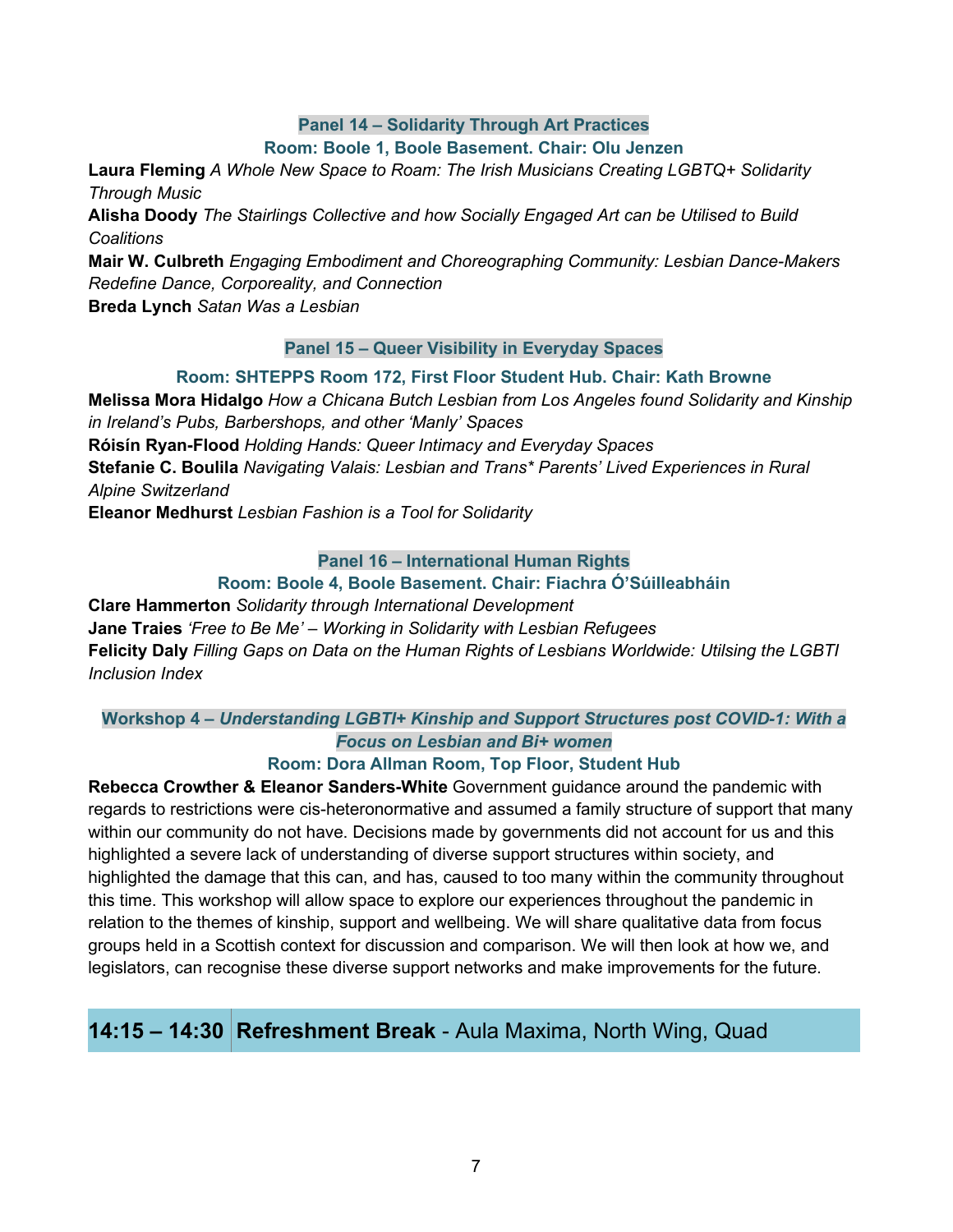### Panel 14 – Solidarity Through Art Practices

**Room: Boole 1, Boole Basement. Chair: Olu Jenzen**

**Laura Fleming** *A Whole New Space to Roam: The Irish Musicians Creating LGBTQ+ Solidarity Through Music*
**Alisha Doody** *The Stairlings Collective and how Socially Engaged Art can be Utilised to Build Coalitions*
**Mair W. Culbreth** *Engaging Embodiment and Choreographing Community: Lesbian Dance-Makers Redefine Dance, Corporeality, and Connection*
**Breda Lynch** *Satan Was a Lesbian*

### Panel 15 – Queer Visibility in Everyday Spaces

**Room: SHTEPPS Room 172, First Floor Student Hub. Chair: Kath Browne**

**Melissa Mora Hidalgo** *How a Chicana Butch Lesbian from Los Angeles found Solidarity and Kinship in Ireland's Pubs, Barbershops, and other 'Manly' Spaces*
**Róisín Ryan-Flood** *Holding Hands: Queer Intimacy and Everyday Spaces*
**Stefanie C. Boulila** *Navigating Valais: Lesbian and Trans* Parents' Lived Experiences in Rural Alpine Switzerland*
**Eleanor Medhurst** *Lesbian Fashion is a Tool for Solidarity*

### Panel 16 – International Human Rights

**Room: Boole 4, Boole Basement. Chair: Fiachra Ó'Súilleabháin**

**Clare Hammerton** *Solidarity through International Development*
**Jane Traies** *'Free to Be Me' – Working in Solidarity with Lesbian Refugees*
**Felicity Daly** *Filling Gaps on Data on the Human Rights of Lesbians Worldwide: Utilsing the LGBTI Inclusion Index*

### Workshop 4 – *Understanding LGBTI+ Kinship and Support Structures post COVID-1: With a Focus on Lesbian and Bi+ women*

**Room: Dora Allman Room, Top Floor, Student Hub**

**Rebecca Crowther & Eleanor Sanders-White** Government guidance around the pandemic with regards to restrictions were cis-heteronormative and assumed a family structure of support that many within our community do not have. Decisions made by governments did not account for us and this highlighted a severe lack of understanding of diverse support structures within society, and highlighted the damage that this can, and has, caused to too many within the community throughout this time. This workshop will allow space to explore our experiences throughout the pandemic in relation to the themes of kinship, support and wellbeing. We will share qualitative data from focus groups held in a Scottish context for discussion and comparison. We will then look at how we, and legislators, can recognise these diverse support networks and make improvements for the future.

## 14:15 – 14:30 **Refreshment Break** - Aula Maxima, North Wing, Quad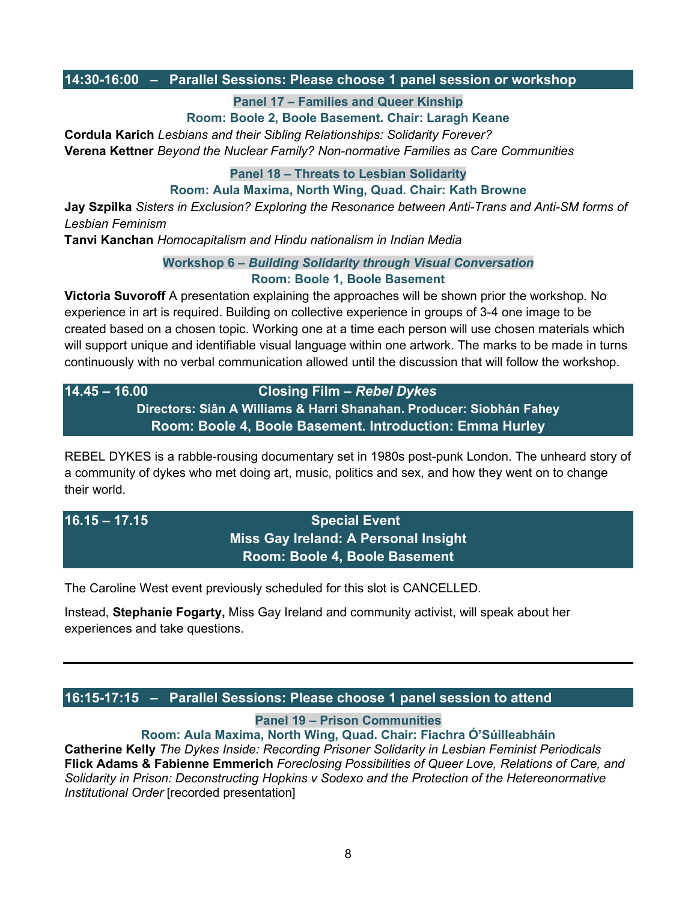## 14:30-16:00 – Parallel Sessions: Please choose 1 panel session or workshop

### Panel 17 – Families and Queer Kinship

**Room: Boole 2, Boole Basement. Chair: Laragh Keane**

**Cordula Karich** *Lesbians and their Sibling Relationships: Solidarity Forever?*
**Verena Kettner** *Beyond the Nuclear Family? Non-normative Families as Care Communities*

### Panel 18 – Threats to Lesbian Solidarity

**Room: Aula Maxima, North Wing, Quad. Chair: Kath Browne**

**Jay Szpilka** *Sisters in Exclusion? Exploring the Resonance between Anti-Trans and Anti-SM forms of Lesbian Feminism*
**Tanvi Kanchan** *Homocapitalism and Hindu nationalism in Indian Media*

### Workshop 6 – *Building Solidarity through Visual Conversation*

**Room: Boole 1, Boole Basement**

**Victoria Suvoroff** A presentation explaining the approaches will be shown prior the workshop. No experience in art is required. Building on collective experience in groups of 3-4 one image to be created based on a chosen topic. Working one at a time each person will use chosen materials which will support unique and identifiable visual language within one artwork. The marks to be made in turns continuously with no verbal communication allowed until the discussion that will follow the workshop.

## 14.45 – 16.00 Closing Film – *Rebel Dykes*

**Directors: Siân A Williams & Harri Shanahan. Producer: Siobhán Fahey**
**Room: Boole 4, Boole Basement. Introduction: Emma Hurley**

REBEL DYKES is a rabble-rousing documentary set in 1980s post-punk London. The unheard story of a community of dykes who met doing art, music, politics and sex, and how they went on to change their world.

## 16.15 – 17.15 Special Event

**Miss Gay Ireland: A Personal Insight**
**Room: Boole 4, Boole Basement**

The Caroline West event previously scheduled for this slot is CANCELLED.

Instead, **Stephanie Fogarty,** Miss Gay Ireland and community activist, will speak about her experiences and take questions.

---

## 16:15-17:15 – Parallel Sessions: Please choose 1 panel session to attend

### Panel 19 – Prison Communities

**Room: Aula Maxima, North Wing, Quad. Chair: Fiachra Ó'Súilleabháin**

**Catherine Kelly** *The Dykes Inside: Recording Prisoner Solidarity in Lesbian Feminist Periodicals*
**Flick Adams & Fabienne Emmerich** *Foreclosing Possibilities of Queer Love, Relations of Care, and Solidarity in Prison: Deconstructing Hopkins v Sodexo and the Protection of the Hetereonormative Institutional Order* [recorded presentation]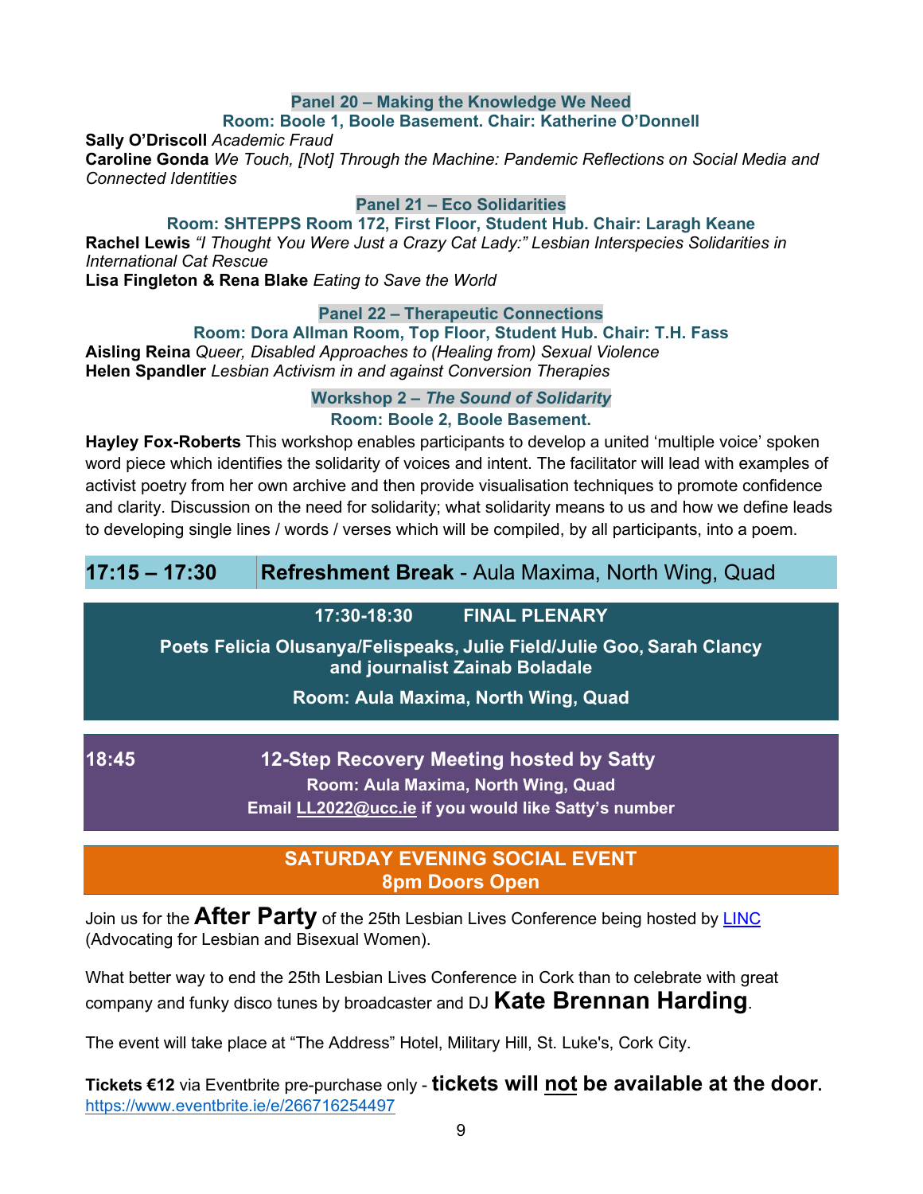### Panel 20 – Making the Knowledge We Need

**Room: Boole 1, Boole Basement. Chair: Katherine O'Donnell**

**Sally O'Driscoll** *Academic Fraud*
**Caroline Gonda** *We Touch, [Not] Through the Machine: Pandemic Reflections on Social Media and Connected Identities*

### Panel 21 – Eco Solidarities

**Room: SHTEPPS Room 172, First Floor, Student Hub. Chair: Laragh Keane**

**Rachel Lewis** *"I Thought You Were Just a Crazy Cat Lady:" Lesbian Interspecies Solidarities in International Cat Rescue*
**Lisa Fingleton & Rena Blake** *Eating to Save the World*

### Panel 22 – Therapeutic Connections

**Room: Dora Allman Room, Top Floor, Student Hub. Chair: T.H. Fass**

**Aisling Reina** *Queer, Disabled Approaches to (Healing from) Sexual Violence*
**Helen Spandler** *Lesbian Activism in and against Conversion Therapies*

### Workshop 2 – *The Sound of Solidarity*

**Room: Boole 2, Boole Basement.**

**Hayley Fox-Roberts** This workshop enables participants to develop a united 'multiple voice' spoken word piece which identifies the solidarity of voices and intent. The facilitator will lead with examples of activist poetry from her own archive and then provide visualisation techniques to promote confidence and clarity. Discussion on the need for solidarity; what solidarity means to us and how we define leads to developing single lines / words / verses which will be compiled, by all participants, into a poem.

## 17:15 – 17:30 **Refreshment Break** - Aula Maxima, North Wing, Quad

## 17:30-18:30 FINAL PLENARY

**Poets Felicia Olusanya/Felispeaks, Julie Field/Julie Goo, Sarah Clancy and journalist Zainab Boladale**

**Room: Aula Maxima, North Wing, Quad**

## 18:45 12-Step Recovery Meeting hosted by Satty

**Room: Aula Maxima, North Wing, Quad**

**Email LL2022@ucc.ie if you would like Satty's number**

## SATURDAY EVENING SOCIAL EVENT

**8pm Doors Open**

Join us for the **After Party** of the 25th Lesbian Lives Conference being hosted by LINC (Advocating for Lesbian and Bisexual Women).

What better way to end the 25th Lesbian Lives Conference in Cork than to celebrate with great company and funky disco tunes by broadcaster and DJ **Kate Brennan Harding**.

The event will take place at "The Address" Hotel, Military Hill, St. Luke's, Cork City.

**Tickets €12** via Eventbrite pre-purchase only - **tickets will not be available at the door.**
https://www.eventbrite.ie/e/266716254497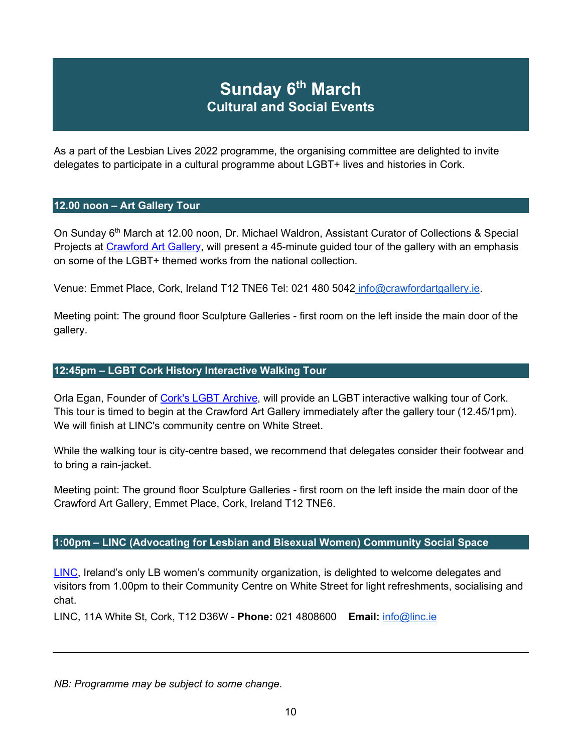# Sunday 6th March
## Cultural and Social Events

As a part of the Lesbian Lives 2022 programme, the organising committee are delighted to invite delegates to participate in a cultural programme about LGBT+ lives and histories in Cork.

### 12.00 noon – Art Gallery Tour

On Sunday 6th March at 12.00 noon, Dr. Michael Waldron, Assistant Curator of Collections & Special Projects at Crawford Art Gallery, will present a 45-minute guided tour of the gallery with an emphasis on some of the LGBT+ themed works from the national collection.

Venue: Emmet Place, Cork, Ireland T12 TNE6 Tel: 021 480 5042 info@crawfordartgallery.ie.

Meeting point: The ground floor Sculpture Galleries - first room on the left inside the main door of the gallery.

### 12:45pm – LGBT Cork History Interactive Walking Tour

Orla Egan, Founder of Cork's LGBT Archive, will provide an LGBT interactive walking tour of Cork. This tour is timed to begin at the Crawford Art Gallery immediately after the gallery tour (12.45/1pm). We will finish at LINC's community centre on White Street.

While the walking tour is city-centre based, we recommend that delegates consider their footwear and to bring a rain-jacket.

Meeting point: The ground floor Sculpture Galleries - first room on the left inside the main door of the Crawford Art Gallery, Emmet Place, Cork, Ireland T12 TNE6.

### 1:00pm – LINC (Advocating for Lesbian and Bisexual Women) Community Social Space

LINC, Ireland's only LB women's community organization, is delighted to welcome delegates and visitors from 1.00pm to their Community Centre on White Street for light refreshments, socialising and chat.

LINC, 11A White St, Cork, T12 D36W - **Phone:** 021 4808600 **Email:** info@linc.ie

---

*NB: Programme may be subject to some change.*